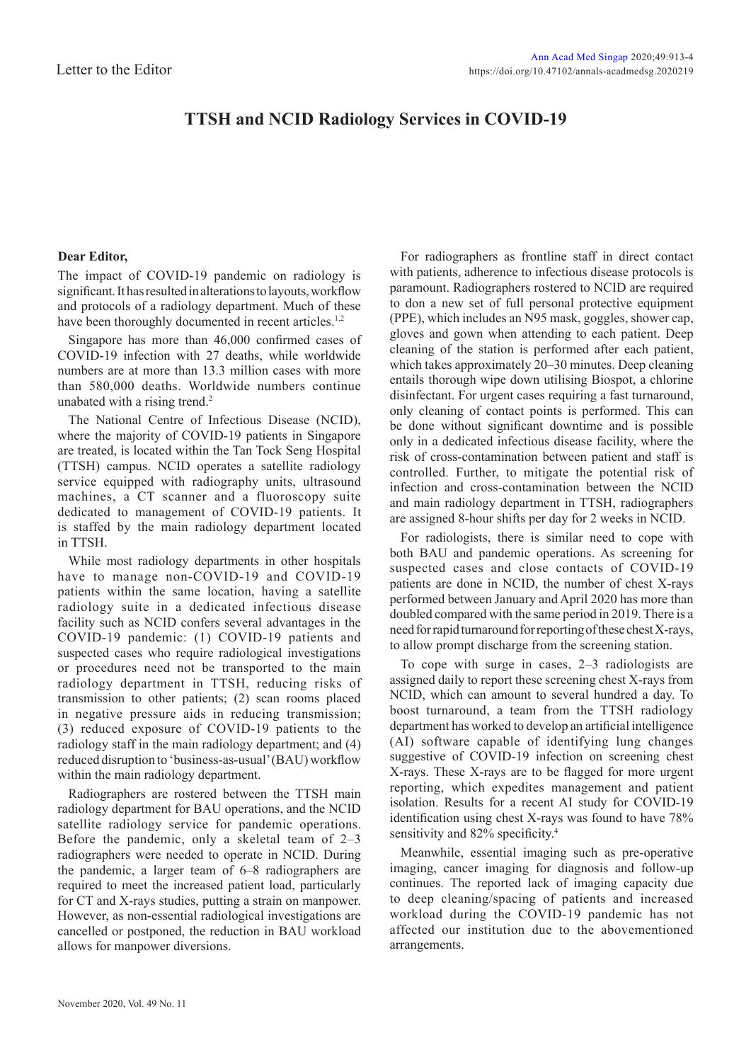Letter to the Editor

# TTSH and NCID Radiology Services in COVID-19

**Dear Editor,**

The impact of COVID-19 pandemic on radiology is significant. It has resulted in alterations to layouts, workflow and protocols of a radiology department. Much of these have been thoroughly documented in recent articles.[1,2]

Singapore has more than 46,000 confirmed cases of COVID-19 infection with 27 deaths, while worldwide numbers are at more than 13.3 million cases with more than 580,000 deaths. Worldwide numbers continue unabated with a rising trend.[2]

The National Centre of Infectious Disease (NCID), where the majority of COVID-19 patients in Singapore are treated, is located within the Tan Tock Seng Hospital (TTSH) campus. NCID operates a satellite radiology service equipped with radiography units, ultrasound machines, a CT scanner and a fluoroscopy suite dedicated to management of COVID-19 patients. It is staffed by the main radiology department located in TTSH.

While most radiology departments in other hospitals have to manage non-COVID-19 and COVID-19 patients within the same location, having a satellite radiology suite in a dedicated infectious disease facility such as NCID confers several advantages in the COVID-19 pandemic: (1) COVID-19 patients and suspected cases who require radiological investigations or procedures need not be transported to the main radiology department in TTSH, reducing risks of transmission to other patients; (2) scan rooms placed in negative pressure aids in reducing transmission; (3) reduced exposure of COVID-19 patients to the radiology staff in the main radiology department; and (4) reduced disruption to 'business-as-usual' (BAU) workflow within the main radiology department.

Radiographers are rostered between the TTSH main radiology department for BAU operations, and the NCID satellite radiology service for pandemic operations. Before the pandemic, only a skeletal team of 2–3 radiographers were needed to operate in NCID. During the pandemic, a larger team of 6–8 radiographers are required to meet the increased patient load, particularly for CT and X-rays studies, putting a strain on manpower. However, as non-essential radiological investigations are cancelled or postponed, the reduction in BAU workload allows for manpower diversions.

For radiographers as frontline staff in direct contact with patients, adherence to infectious disease protocols is paramount. Radiographers rostered to NCID are required to don a new set of full personal protective equipment (PPE), which includes an N95 mask, goggles, shower cap, gloves and gown when attending to each patient. Deep cleaning of the station is performed after each patient, which takes approximately 20–30 minutes. Deep cleaning entails thorough wipe down utilising Biospot, a chlorine disinfectant. For urgent cases requiring a fast turnaround, only cleaning of contact points is performed. This can be done without significant downtime and is possible only in a dedicated infectious disease facility, where the risk of cross-contamination between patient and staff is controlled. Further, to mitigate the potential risk of infection and cross-contamination between the NCID and main radiology department in TTSH, radiographers are assigned 8-hour shifts per day for 2 weeks in NCID.

For radiologists, there is similar need to cope with both BAU and pandemic operations. As screening for suspected cases and close contacts of COVID-19 patients are done in NCID, the number of chest X-rays performed between January and April 2020 has more than doubled compared with the same period in 2019. There is a need for rapid turnaround for reporting of these chest X-rays, to allow prompt discharge from the screening station.

To cope with surge in cases, 2–3 radiologists are assigned daily to report these screening chest X-rays from NCID, which can amount to several hundred a day. To boost turnaround, a team from the TTSH radiology department has worked to develop an artificial intelligence (AI) software capable of identifying lung changes suggestive of COVID-19 infection on screening chest X-rays. These X-rays are to be flagged for more urgent reporting, which expedites management and patient isolation. Results for a recent AI study for COVID-19 identification using chest X-rays was found to have 78% sensitivity and 82% specificity.[4]

Meanwhile, essential imaging such as pre-operative imaging, cancer imaging for diagnosis and follow-up continues. The reported lack of imaging capacity due to deep cleaning/spacing of patients and increased workload during the COVID-19 pandemic has not affected our institution due to the abovementioned arrangements.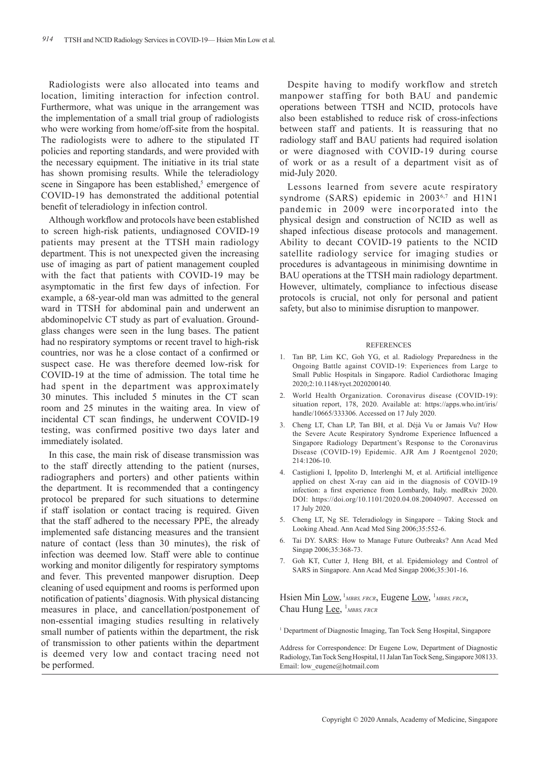Radiologists were also allocated into teams and location, limiting interaction for infection control. Furthermore, what was unique in the arrangement was the implementation of a small trial group of radiologists who were working from home/off-site from the hospital. The radiologists were to adhere to the stipulated IT policies and reporting standards, and were provided with the necessary equipment. The initiative in its trial state has shown promising results. While the teleradiology scene in Singapore has been established,[5] emergence of COVID-19 has demonstrated the additional potential benefit of teleradiology in infection control.

Although workflow and protocols have been established to screen high-risk patients, undiagnosed COVID-19 patients may present at the TTSH main radiology department. This is not unexpected given the increasing use of imaging as part of patient management coupled with the fact that patients with COVID-19 may be asymptomatic in the first few days of infection. For example, a 68-year-old man was admitted to the general ward in TTSH for abdominal pain and underwent an abdominopelvic CT study as part of evaluation. Ground-glass changes were seen in the lung bases. The patient had no respiratory symptoms or recent travel to high-risk countries, nor was he a close contact of a confirmed or suspect case. He was therefore deemed low-risk for COVID-19 at the time of admission. The total time he had spent in the department was approximately 30 minutes. This included 5 minutes in the CT scan room and 25 minutes in the waiting area. In view of incidental CT scan findings, he underwent COVID-19 testing, was confirmed positive two days later and immediately isolated.

In this case, the main risk of disease transmission was to the staff directly attending to the patient (nurses, radiographers and porters) and other patients within the department. It is recommended that a contingency protocol be prepared for such situations to determine if staff isolation or contact tracing is required. Given that the staff adhered to the necessary PPE, the already implemented safe distancing measures and the transient nature of contact (less than 30 minutes), the risk of infection was deemed low. Staff were able to continue working and monitor diligently for respiratory symptoms and fever. This prevented manpower disruption. Deep cleaning of used equipment and rooms is performed upon notification of patients' diagnosis. With physical distancing measures in place, and cancellation/postponement of non-essential imaging studies resulting in relatively small number of patients within the department, the risk of transmission to other patients within the department is deemed very low and contact tracing need not be performed.

Despite having to modify workflow and stretch manpower staffing for both BAU and pandemic operations between TTSH and NCID, protocols have also been established to reduce risk of cross-infections between staff and patients. It is reassuring that no radiology staff and BAU patients had required isolation or were diagnosed with COVID-19 during course of work or as a result of a department visit as of mid-July 2020.

Lessons learned from severe acute respiratory syndrome (SARS) epidemic in 2003[6,7] and H1N1 pandemic in 2009 were incorporated into the physical design and construction of NCID as well as shaped infectious disease protocols and management. Ability to decant COVID-19 patients to the NCID satellite radiology service for imaging studies or procedures is advantageous in minimising downtime in BAU operations at the TTSH main radiology department. However, ultimately, compliance to infectious disease protocols is crucial, not only for personal and patient safety, but also to minimise disruption to manpower.

## REFERENCES

1. Tan BP, Lim KC, Goh YG, et al. Radiology Preparedness in the Ongoing Battle against COVID-19: Experiences from Large to Small Public Hospitals in Singapore. Radiol Cardiothorac Imaging 2020;2:10.1148/ryct.2020200140.
2. World Health Organization. Coronavirus disease (COVID-19): situation report, 178, 2020. Available at: https://apps.who.int/iris/handle/10665/333306. Accessed on 17 July 2020.
3. Cheng LT, Chan LP, Tan BH, et al. Déjà Vu or Jamais Vu? How the Severe Acute Respiratory Syndrome Experience Influenced a Singapore Radiology Department's Response to the Coronavirus Disease (COVID-19) Epidemic. AJR Am J Roentgenol 2020; 214:1206-10.
4. Castiglioni I, Ippolito D, Interlenghi M, et al. Artificial intelligence applied on chest X-ray can aid in the diagnosis of COVID-19 infection: a first experience from Lombardy, Italy. medRxiv 2020. DOI: https://doi.org/10.1101/2020.04.08.20040907. Accessed on 17 July 2020.
5. Cheng LT, Ng SE. Teleradiology in Singapore – Taking Stock and Looking Ahead. Ann Acad Med Sing 2006;35:552-6.
6. Tai DY. SARS: How to Manage Future Outbreaks? Ann Acad Med Singap 2006;35:368-73.
7. Goh KT, Cutter J, Heng BH, et al. Epidemiology and Control of SARS in Singapore. Ann Acad Med Singap 2006;35:301-16.

Hsien Min Low, [1]*MBBS, FRCR*, Eugene Low, [1]*MBBS, FRCR*, Chau Hung Lee, [1]*MBBS, FRCR*

[1] Department of Diagnostic Imaging, Tan Tock Seng Hospital, Singapore

Address for Correspondence: Dr Eugene Low, Department of Diagnostic Radiology, Tan Tock Seng Hospital, 11 Jalan Tan Tock Seng, Singapore 308133.
Email: low_eugene@hotmail.com